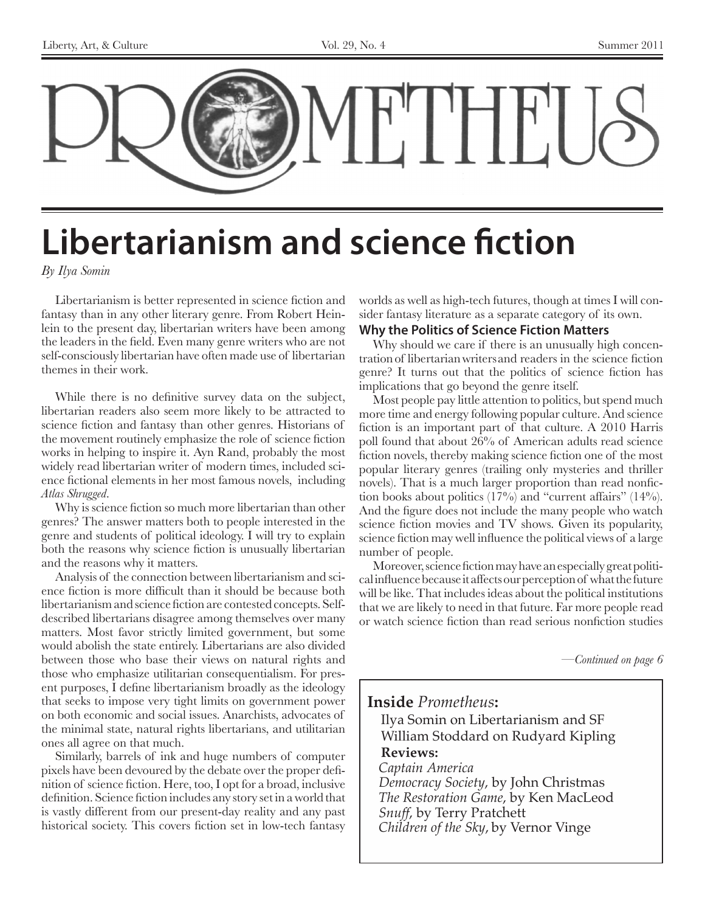# PROMETHEUS

# Libertarianism and science fiction

*By Ilya Somin*

Libertarianism is better represented in science fiction and fantasy than in any other literary genre. From Robert Heinlein to the present day, libertarian writers have been among the leaders in the field. Even many genre writers who are not self-consciously libertarian have often made use of libertarian themes in their work.

While there is no definitive survey data on the subject, libertarian readers also seem more likely to be attracted to science fiction and fantasy than other genres. Historians of the movement routinely emphasize the role of science fiction works in helping to inspire it. Ayn Rand, probably the most widely read libertarian writer of modern times, included science fictional elements in her most famous novels, including *Atlas Shrugged*.

Why is science fiction so much more libertarian than other genres? The answer matters both to people interested in the genre and students of political ideology. I will try to explain both the reasons why science fiction is unusually libertarian and the reasons why it matters.

Analysis of the connection between libertarianism and science fiction is more difficult than it should be because both libertarianism and science fiction are contested concepts. Self-described libertarians disagree among themselves over many matters. Most favor strictly limited government, but some would abolish the state entirely. Libertarians are also divided between those who base their views on natural rights and those who emphasize utilitarian consequentialism. For present purposes, I define libertarianism broadly as the ideology that seeks to impose very tight limits on government power on both economic and social issues. Anarchists, advocates of the minimal state, natural rights libertarians, and utilitarian ones all agree on that much.

Similarly, barrels of ink and huge numbers of computer pixels have been devoured by the debate over the proper definition of science fiction. Here, too, I opt for a broad, inclusive definition. Science fiction includes any story set in a world that is vastly different from our present-day reality and any past historical society. This covers fiction set in low-tech fantasy worlds as well as high-tech futures, though at times I will consider fantasy literature as a separate category of its own.

### Why the Politics of Science Fiction Matters

Why should we care if there is an unusually high concentration of libertarian writers and readers in the science fiction genre? It turns out that the politics of science fiction has implications that go beyond the genre itself.

Most people pay little attention to politics, but spend much more time and energy following popular culture. And science fiction is an important part of that culture. A 2010 Harris poll found that about 26% of American adults read science fiction novels, thereby making science fiction one of the most popular literary genres (trailing only mysteries and thriller novels). That is a much larger proportion than read nonfiction books about politics (17%) and "current affairs" (14%). And the figure does not include the many people who watch science fiction movies and TV shows. Given its popularity, science fiction may well influence the political views of a large number of people.

Moreover, science fiction may have an especially great political influence because it affects our perception of what the future will be like. That includes ideas about the political institutions that we are likely to need in that future. Far more people read or watch science fiction than read serious nonfiction studies

*—Continued on page 6*

**Inside** *Prometheus***:**

Ilya Somin on Libertarianism and SF
William Stoddard on Rudyard Kipling

**Reviews:**

*Captain America*
*Democracy Society*, by John Christmas
*The Restoration Game*, by Ken MacLeod
*Snuff*, by Terry Pratchett
*Children of the Sky*, by Vernor Vinge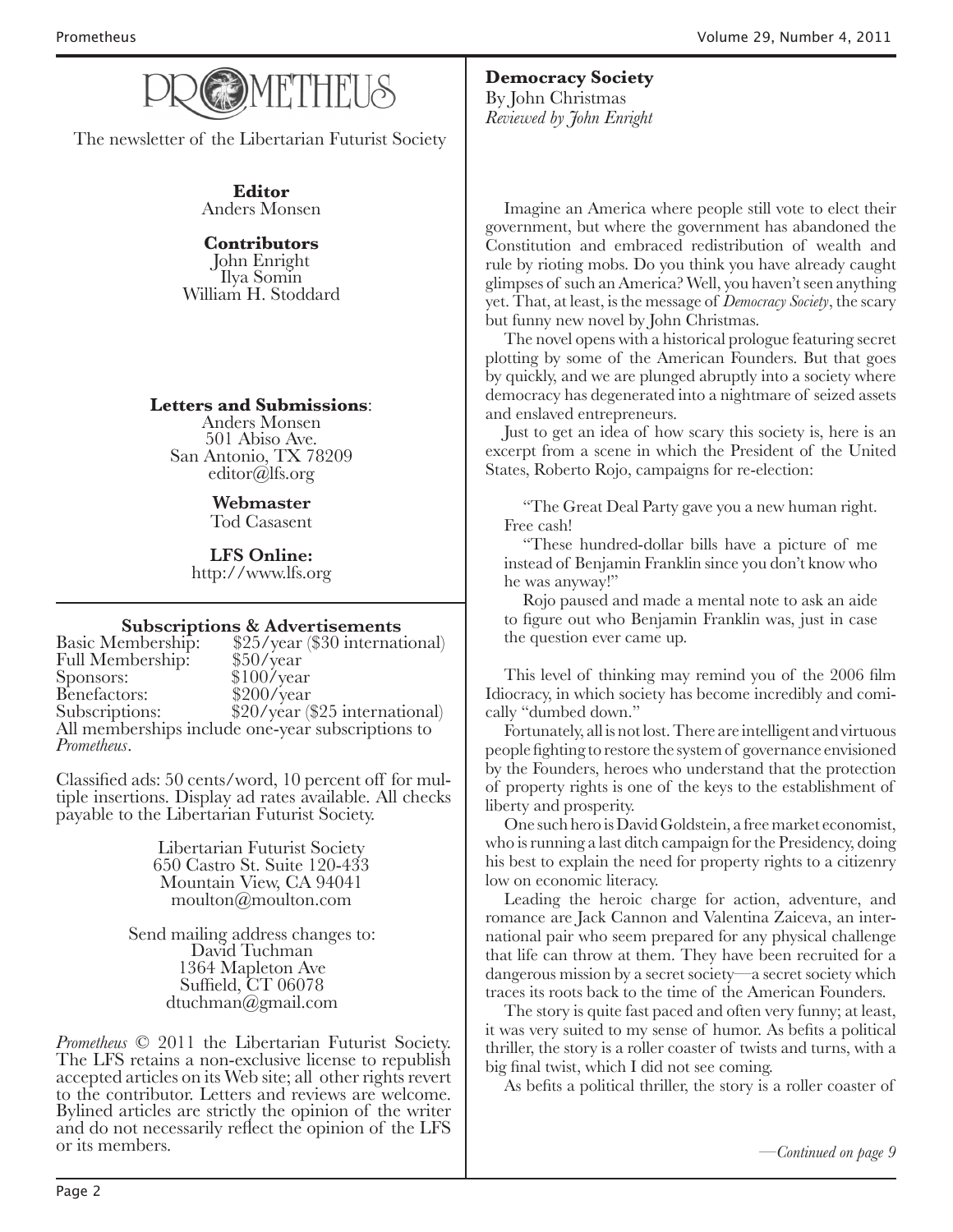# PROMETHEUS

The newsletter of the Libertarian Futurist Society

**Editor**
Anders Monsen

**Contributors**
John Enright
Ilya Somin
William H. Stoddard

**Letters and Submissions**:
Anders Monsen
501 Abiso Ave.
San Antonio, TX 78209
editor@lfs.org

**Webmaster**
Tod Casasent

**LFS Online:**
http://www.lfs.org

**Subscriptions & Advertisements**

| | |
|---|---|
| Basic Membership: | $25/year ($30 international) |
| Full Membership: | $50/year |
| Sponsors: | $100/year |
| Benefactors: | $200/year |
| Subscriptions: | $20/year ($25 international) |

All memberships include one-year subscriptions to *Prometheus*.

Classified ads: 50 cents/word, 10 percent off for multiple insertions. Display ad rates available. All checks payable to the Libertarian Futurist Society.

Libertarian Futurist Society
650 Castro St. Suite 120-433
Mountain View, CA 94041
moulton@moulton.com

Send mailing address changes to:
David Tuchman
1364 Mapleton Ave
Suffield, CT 06078
dtuchman@gmail.com

*Prometheus* © 2011 the Libertarian Futurist Society. The LFS retains a non-exclusive license to republish accepted articles on its Web site; all other rights revert to the contributor. Letters and reviews are welcome. Bylined articles are strictly the opinion of the writer and do not necessarily reflect the opinion of the LFS or its members.

## Democracy Society

By John Christmas
*Reviewed by John Enright*

Imagine an America where people still vote to elect their government, but where the government has abandoned the Constitution and embraced redistribution of wealth and rule by rioting mobs. Do you think you have already caught glimpses of such an America? Well, you haven't seen anything yet. That, at least, is the message of *Democracy Society*, the scary but funny new novel by John Christmas.

The novel opens with a historical prologue featuring secret plotting by some of the American Founders. But that goes by quickly, and we are plunged abruptly into a society where democracy has degenerated into a nightmare of seized assets and enslaved entrepreneurs.

Just to get an idea of how scary this society is, here is an excerpt from a scene in which the President of the United States, Roberto Rojo, campaigns for re-election:

> "The Great Deal Party gave you a new human right. Free cash!
>
> "These hundred-dollar bills have a picture of me instead of Benjamin Franklin since you don't know who he was anyway!"
>
> Rojo paused and made a mental note to ask an aide to figure out who Benjamin Franklin was, just in case the question ever came up.

This level of thinking may remind you of the 2006 film Idiocracy, in which society has become incredibly and comically "dumbed down."

Fortunately, all is not lost. There are intelligent and virtuous people fighting to restore the system of governance envisioned by the Founders, heroes who understand that the protection of property rights is one of the keys to the establishment of liberty and prosperity.

One such hero is David Goldstein, a free market economist, who is running a last ditch campaign for the Presidency, doing his best to explain the need for property rights to a citizenry low on economic literacy.

Leading the heroic charge for action, adventure, and romance are Jack Cannon and Valentina Zaiceva, an international pair who seem prepared for any physical challenge that life can throw at them. They have been recruited for a dangerous mission by a secret society—a secret society which traces its roots back to the time of the American Founders.

The story is quite fast paced and often very funny; at least, it was very suited to my sense of humor. As befits a political thriller, the story is a roller coaster of twists and turns, with a big final twist, which I did not see coming.

As befits a political thriller, the story is a roller coaster of

*—Continued on page 9*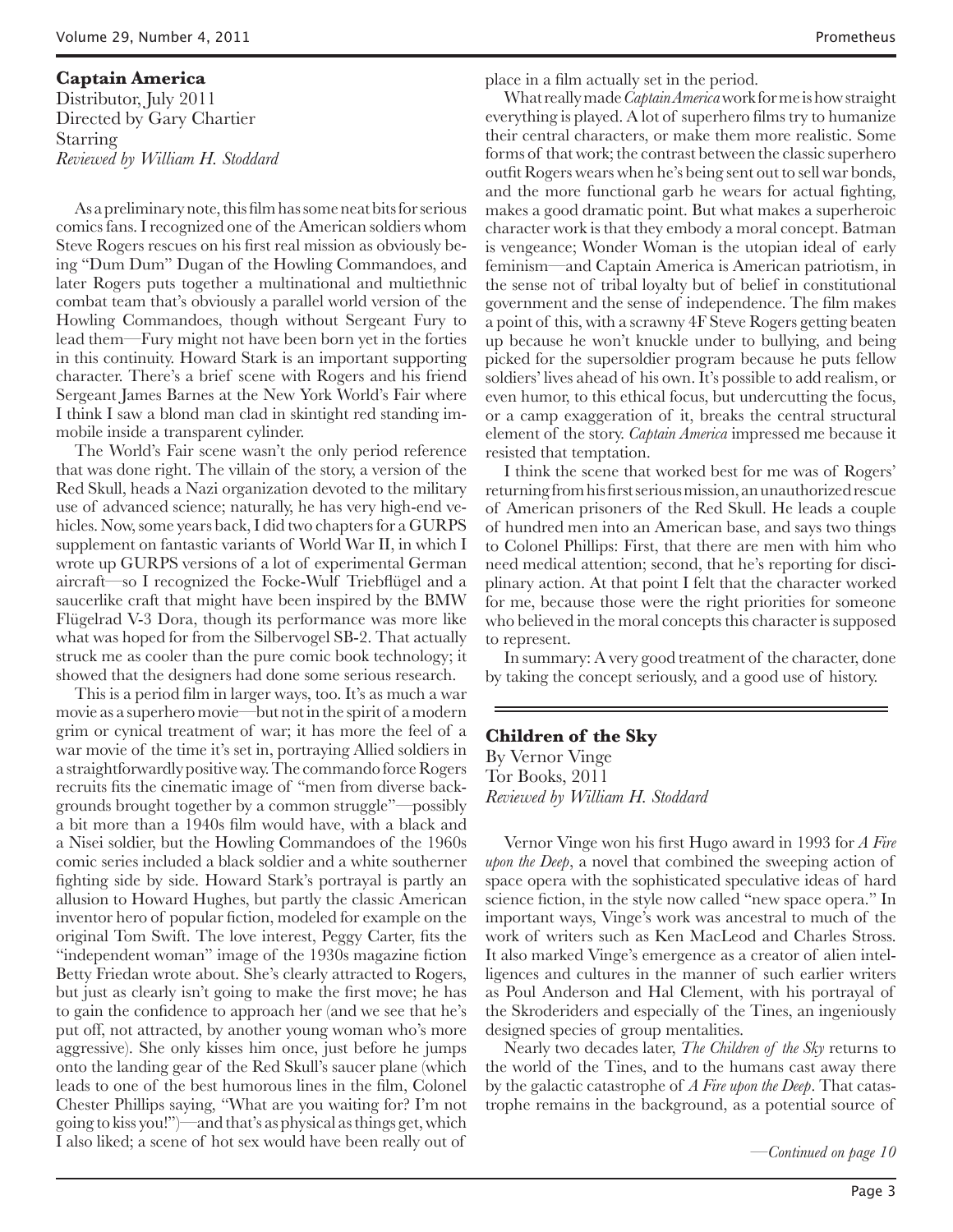### Captain America

Distributor, July 2011
Directed by Gary Chartier
Starring
*Reviewed by William H. Stoddard*

As a preliminary note, this film has some neat bits for serious comics fans. I recognized one of the American soldiers whom Steve Rogers rescues on his first real mission as obviously being "Dum Dum" Dugan of the Howling Commandoes, and later Rogers puts together a multinational and multiethnic combat team that's obviously a parallel world version of the Howling Commandoes, though without Sergeant Fury to lead them—Fury might not have been born yet in the forties in this continuity. Howard Stark is an important supporting character. There's a brief scene with Rogers and his friend Sergeant James Barnes at the New York World's Fair where I think I saw a blond man clad in skintight red standing immobile inside a transparent cylinder.

The World's Fair scene wasn't the only period reference that was done right. The villain of the story, a version of the Red Skull, heads a Nazi organization devoted to the military use of advanced science; naturally, he has very high-end vehicles. Now, some years back, I did two chapters for a GURPS supplement on fantastic variants of World War II, in which I wrote up GURPS versions of a lot of experimental German aircraft—so I recognized the Focke-Wulf Triebflügel and a saucerlike craft that might have been inspired by the BMW Flügelrad V-3 Dora, though its performance was more like what was hoped for from the Silbervogel SB-2. That actually struck me as cooler than the pure comic book technology; it showed that the designers had done some serious research.

This is a period film in larger ways, too. It's as much a war movie as a superhero movie—but not in the spirit of a modern grim or cynical treatment of war; it has more the feel of a war movie of the time it's set in, portraying Allied soldiers in a straightforwardly positive way. The commando force Rogers recruits fits the cinematic image of "men from diverse backgrounds brought together by a common struggle"—possibly a bit more than a 1940s film would have, with a black and a Nisei soldier, but the Howling Commandoes of the 1960s comic series included a black soldier and a white southerner fighting side by side. Howard Stark's portrayal is partly an allusion to Howard Hughes, but partly the classic American inventor hero of popular fiction, modeled for example on the original Tom Swift. The love interest, Peggy Carter, fits the "independent woman" image of the 1930s magazine fiction Betty Friedan wrote about. She's clearly attracted to Rogers, but just as clearly isn't going to make the first move; he has to gain the confidence to approach her (and we see that he's put off, not attracted, by another young woman who's more aggressive). She only kisses him once, just before he jumps onto the landing gear of the Red Skull's saucer plane (which leads to one of the best humorous lines in the film, Colonel Chester Phillips saying, "What are you waiting for? I'm not going to kiss you!")—and that's as physical as things get, which I also liked; a scene of hot sex would have been really out of place in a film actually set in the period.

What really made *Captain America* work for me is how straight everything is played. A lot of superhero films try to humanize their central characters, or make them more realistic. Some forms of that work; the contrast between the classic superhero outfit Rogers wears when he's being sent out to sell war bonds, and the more functional garb he wears for actual fighting, makes a good dramatic point. But what makes a superheroic character work is that they embody a moral concept. Batman is vengeance; Wonder Woman is the utopian ideal of early feminism—and Captain America is American patriotism, in the sense not of tribal loyalty but of belief in constitutional government and the sense of independence. The film makes a point of this, with a scrawny 4F Steve Rogers getting beaten up because he won't knuckle under to bullying, and being picked for the supersoldier program because he puts fellow soldiers' lives ahead of his own. It's possible to add realism, or even humor, to this ethical focus, but undercutting the focus, or a camp exaggeration of it, breaks the central structural element of the story. *Captain America* impressed me because it resisted that temptation.

I think the scene that worked best for me was of Rogers' returning from his first serious mission, an unauthorized rescue of American prisoners of the Red Skull. He leads a couple of hundred men into an American base, and says two things to Colonel Phillips: First, that there are men with him who need medical attention; second, that he's reporting for disciplinary action. At that point I felt that the character worked for me, because those were the right priorities for someone who believed in the moral concepts this character is supposed to represent.

In summary: A very good treatment of the character, done by taking the concept seriously, and a good use of history.

### Children of the Sky

By Vernor Vinge
Tor Books, 2011
*Reviewed by William H. Stoddard*

Vernor Vinge won his first Hugo award in 1993 for *A Fire upon the Deep*, a novel that combined the sweeping action of space opera with the sophisticated speculative ideas of hard science fiction, in the style now called "new space opera." In important ways, Vinge's work was ancestral to much of the work of writers such as Ken MacLeod and Charles Stross. It also marked Vinge's emergence as a creator of alien intelligences and cultures in the manner of such earlier writers as Poul Anderson and Hal Clement, with his portrayal of the Skroderiders and especially of the Tines, an ingeniously designed species of group mentalities.

Nearly two decades later, *The Children of the Sky* returns to the world of the Tines, and to the humans cast away there by the galactic catastrophe of *A Fire upon the Deep*. That catastrophe remains in the background, as a potential source of

*—Continued on page 10*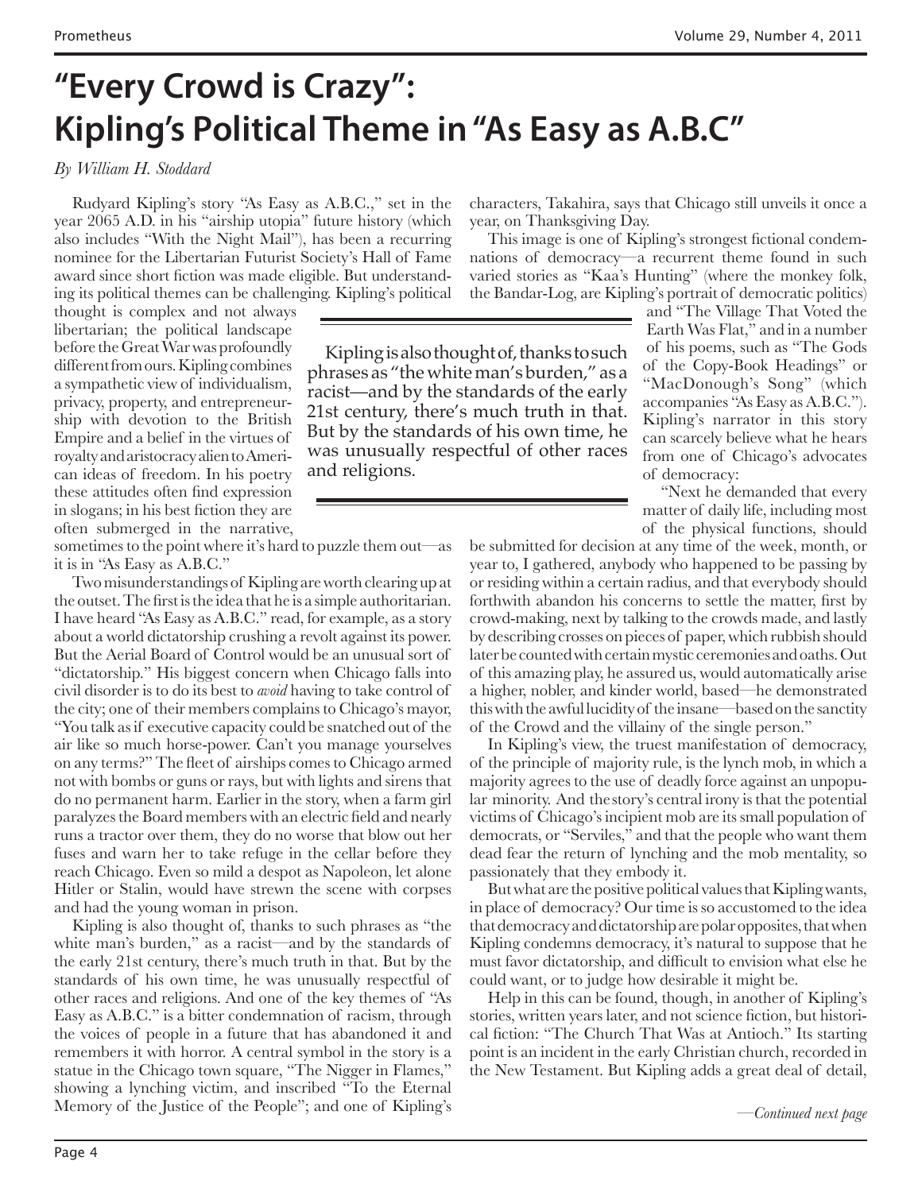# "Every Crowd is Crazy": Kipling's Political Theme in "As Easy as A.B.C"

*By William H. Stoddard*

Rudyard Kipling's story "As Easy as A.B.C.," set in the year 2065 A.D. in his "airship utopia" future history (which also includes "With the Night Mail"), has been a recurring nominee for the Libertarian Futurist Society's Hall of Fame award since short fiction was made eligible. But understanding its political themes can be challenging. Kipling's political thought is complex and not always libertarian; the political landscape before the Great War was profoundly different from ours. Kipling combines a sympathetic view of individualism, privacy, property, and entrepreneurship with devotion to the British Empire and a belief in the virtues of royalty and aristocracy alien to American ideas of freedom. In his poetry these attitudes often find expression in slogans; in his best fiction they are often submerged in the narrative, sometimes to the point where it's hard to puzzle them out—as it is in "As Easy as A.B.C."

Two misunderstandings of Kipling are worth clearing up at the outset. The first is the idea that he is a simple authoritarian. I have heard "As Easy as A.B.C." read, for example, as a story about a world dictatorship crushing a revolt against its power. But the Aerial Board of Control would be an unusual sort of "dictatorship." His biggest concern when Chicago falls into civil disorder is to do its best to *avoid* having to take control of the city; one of their members complains to Chicago's mayor, "You talk as if executive capacity could be snatched out of the air like so much horse-power. Can't you manage yourselves on any terms?" The fleet of airships comes to Chicago armed not with bombs or guns or rays, but with lights and sirens that do no permanent harm. Earlier in the story, when a farm girl paralyzes the Board members with an electric field and nearly runs a tractor over them, they do no worse that blow out her fuses and warn her to take refuge in the cellar before they reach Chicago. Even so mild a despot as Napoleon, let alone Hitler or Stalin, would have strewn the scene with corpses and had the young woman in prison.

Kipling is also thought of, thanks to such phrases as "the white man's burden," as a racist—and by the standards of the early 21st century, there's much truth in that. But by the standards of his own time, he was unusually respectful of other races and religions. And one of the key themes of "As Easy as A.B.C." is a bitter condemnation of racism, through the voices of people in a future that has abandoned it and remembers it with horror. A central symbol in the story is a statue in the Chicago town square, "The Nigger in Flames," showing a lynching victim, and inscribed "To the Eternal Memory of the Justice of the People"; and one of Kipling's characters, Takahira, says that Chicago still unveils it once a year, on Thanksgiving Day.

> Kipling is also thought of, thanks to such phrases as "the white man's burden," as a racist—and by the standards of the early 21st century, there's much truth in that. But by the standards of his own time, he was unusually respectful of other races and religions.

This image is one of Kipling's strongest fictional condemnations of democracy—a recurrent theme found in such varied stories as "Kaa's Hunting" (where the monkey folk, the Bandar-Log, are Kipling's portrait of democratic politics) and "The Village That Voted the Earth Was Flat," and in a number of his poems, such as "The Gods of the Copy-Book Headings" or "MacDonough's Song" (which accompanies "As Easy as A.B.C."). Kipling's narrator in this story can scarcely believe what he hears from one of Chicago's advocates of democracy:

"Next he demanded that every matter of daily life, including most of the physical functions, should be submitted for decision at any time of the week, month, or year to, I gathered, anybody who happened to be passing by or residing within a certain radius, and that everybody should forthwith abandon his concerns to settle the matter, first by crowd-making, next by talking to the crowds made, and lastly by describing crosses on pieces of paper, which rubbish should later be counted with certain mystic ceremonies and oaths. Out of this amazing play, he assured us, would automatically arise a higher, nobler, and kinder world, based—he demonstrated this with the awful lucidity of the insane—based on the sanctity of the Crowd and the villainy of the single person."

In Kipling's view, the truest manifestation of democracy, of the principle of majority rule, is the lynch mob, in which a majority agrees to the use of deadly force against an unpopular minority. And the story's central irony is that the potential victims of Chicago's incipient mob are its small population of democrats, or "Serviles," and that the people who want them dead fear the return of lynching and the mob mentality, so passionately that they embody it.

But what are the positive political values that Kipling wants, in place of democracy? Our time is so accustomed to the idea that democracy and dictatorship are polar opposites, that when Kipling condemns democracy, it's natural to suppose that he must favor dictatorship, and difficult to envision what else he could want, or to judge how desirable it might be.

Help in this can be found, though, in another of Kipling's stories, written years later, and not science fiction, but historical fiction: "The Church That Was at Antioch." Its starting point is an incident in the early Christian church, recorded in the New Testament. But Kipling adds a great deal of detail,

*—Continued next page*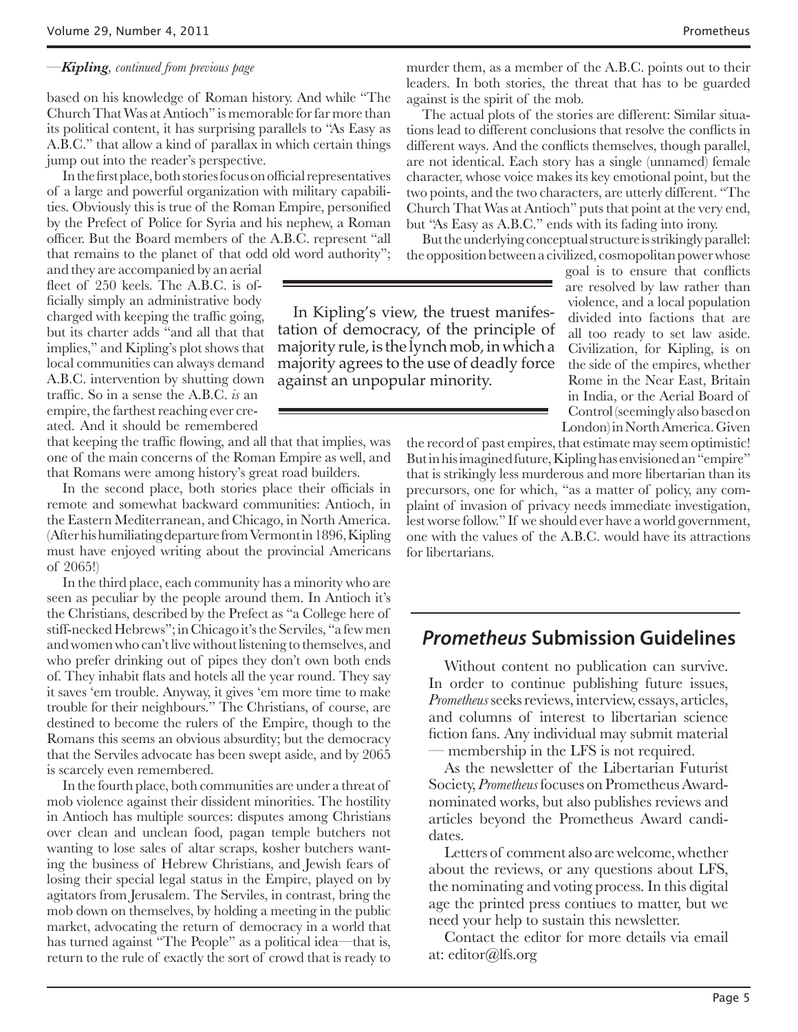—***Kipling**, continued from previous page*

based on his knowledge of Roman history. And while "The Church That Was at Antioch" is memorable for far more than its political content, it has surprising parallels to "As Easy as A.B.C." that allow a kind of parallax in which certain things jump out into the reader's perspective.

In the first place, both stories focus on official representatives of a large and powerful organization with military capabilities. Obviously this is true of the Roman Empire, personified by the Prefect of Police for Syria and his nephew, a Roman officer. But the Board members of the A.B.C. represent "all that remains to the planet of that odd old word authority"; and they are accompanied by an aerial fleet of 250 keels. The A.B.C. is officially simply an administrative body charged with keeping the traffic going, but its charter adds "and all that that implies," and Kipling's plot shows that local communities can always demand A.B.C. intervention by shutting down traffic. So in a sense the A.B.C. *is* an empire, the farthest reaching ever created. And it should be remembered that keeping the traffic flowing, and all that that implies, was one of the main concerns of the Roman Empire as well, and that Romans were among history's great road builders.

In the second place, both stories place their officials in remote and somewhat backward communities: Antioch, in the Eastern Mediterranean, and Chicago, in North America. (After his humiliating departure from Vermont in 1896, Kipling must have enjoyed writing about the provincial Americans of 2065!)

In the third place, each community has a minority who are seen as peculiar by the people around them. In Antioch it's the Christians, described by the Prefect as "a College here of stiff-necked Hebrews"; in Chicago it's the Serviles, "a few men and women who can't live without listening to themselves, and who prefer drinking out of pipes they don't own both ends of. They inhabit flats and hotels all the year round. They say it saves 'em trouble. Anyway, it gives 'em more time to make trouble for their neighbours." The Christians, of course, are destined to become the rulers of the Empire, though to the Romans this seems an obvious absurdity; but the democracy that the Serviles advocate has been swept aside, and by 2065 is scarcely even remembered.

In the fourth place, both communities are under a threat of mob violence against their dissident minorities. The hostility in Antioch has multiple sources: disputes among Christians over clean and unclean food, pagan temple butchers not wanting to lose sales of altar scraps, kosher butchers wanting the business of Hebrew Christians, and Jewish fears of losing their special legal status in the Empire, played on by agitators from Jerusalem. The Serviles, in contrast, bring the mob down on themselves, by holding a meeting in the public market, advocating the return of democracy in a world that has turned against "The People" as a political idea—that is, return to the rule of exactly the sort of crowd that is ready to murder them, as a member of the A.B.C. points out to their leaders. In both stories, the threat that has to be guarded against is the spirit of the mob.

> In Kipling's view, the truest manifestation of democracy, of the principle of majority rule, is the lynch mob, in which a majority agrees to the use of deadly force against an unpopular minority.

The actual plots of the stories are different: Similar situations lead to different conclusions that resolve the conflicts in different ways. And the conflicts themselves, though parallel, are not identical. Each story has a single (unnamed) female character, whose voice makes its key emotional point, but the two points, and the two characters, are utterly different. "The Church That Was at Antioch" puts that point at the very end, but "As Easy as A.B.C." ends with its fading into irony.

But the underlying conceptual structure is strikingly parallel: the opposition between a civilized, cosmopolitan power whose goal is to ensure that conflicts are resolved by law rather than violence, and a local population divided into factions that are all too ready to set law aside. Civilization, for Kipling, is on the side of the empires, whether Rome in the Near East, Britain in India, or the Aerial Board of Control (seemingly also based on London) in North America. Given the record of past empires, that estimate may seem optimistic! But in his imagined future, Kipling has envisioned an "empire" that is strikingly less murderous and more libertarian than its precursors, one for which, "as a matter of policy, any complaint of invasion of privacy needs immediate investigation, lest worse follow." If we should ever have a world government, one with the values of the A.B.C. would have its attractions for libertarians.

## *Prometheus* Submission Guidelines

Without content no publication can survive. In order to continue publishing future issues, *Prometheus* seeks reviews, interview, essays, articles, and columns of interest to libertarian science fiction fans. Any individual may submit material — membership in the LFS is not required.

As the newsletter of the Libertarian Futurist Society, *Prometheus* focuses on Prometheus Award-nominated works, but also publishes reviews and articles beyond the Prometheus Award candidates.

Letters of comment also are welcome, whether about the reviews, or any questions about LFS, the nominating and voting process. In this digital age the printed press contiues to matter, but we need your help to sustain this newsletter.

Contact the editor for more details via email at: editor@lfs.org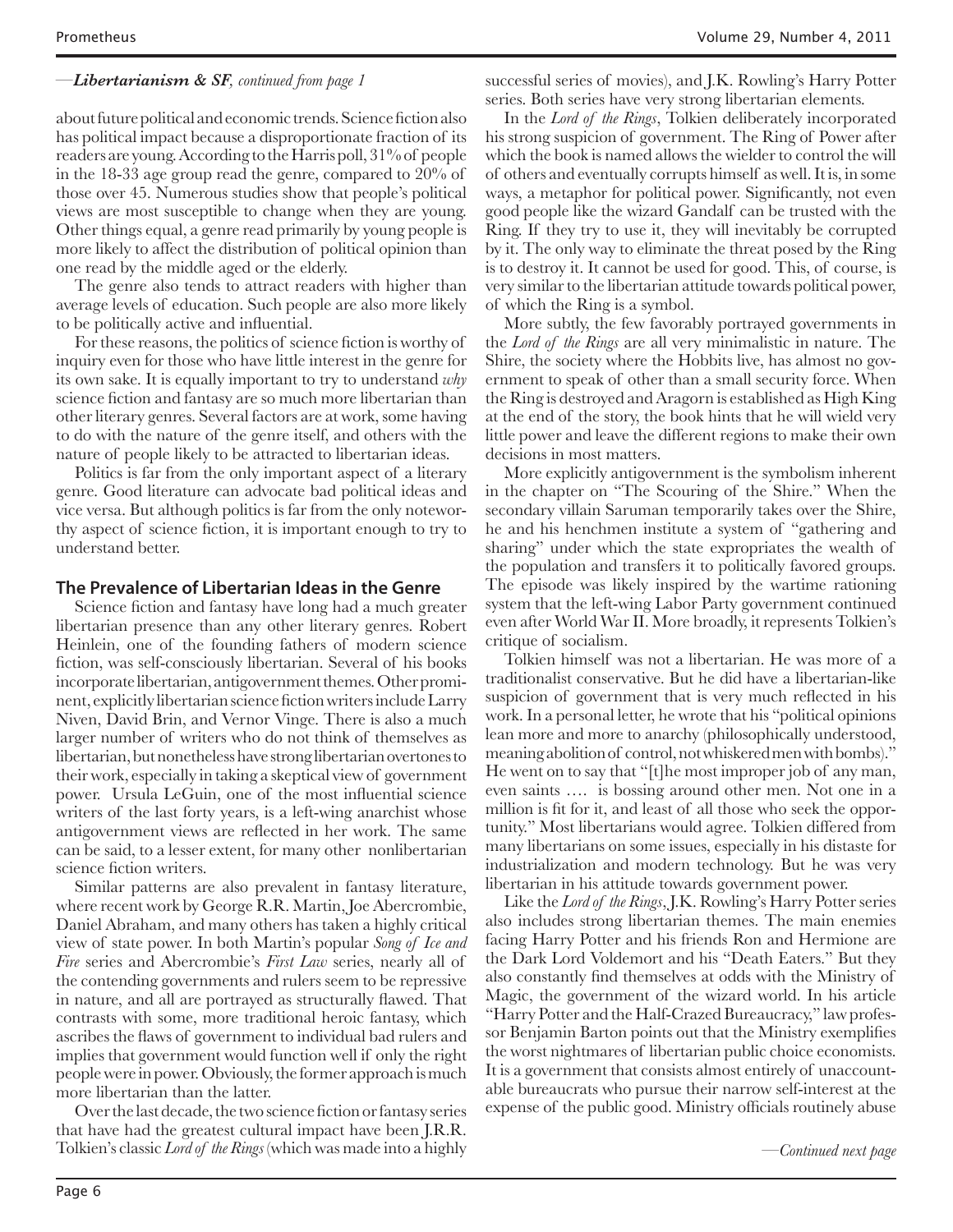—*Libertarianism & SF, continued from page 1*

about future political and economic trends. Science fiction also has political impact because a disproportionate fraction of its readers are young. According to the Harris poll, 31% of people in the 18-33 age group read the genre, compared to 20% of those over 45. Numerous studies show that people's political views are most susceptible to change when they are young. Other things equal, a genre read primarily by young people is more likely to affect the distribution of political opinion than one read by the middle aged or the elderly.

The genre also tends to attract readers with higher than average levels of education. Such people are also more likely to be politically active and influential.

For these reasons, the politics of science fiction is worthy of inquiry even for those who have little interest in the genre for its own sake. It is equally important to try to understand *why* science fiction and fantasy are so much more libertarian than other literary genres. Several factors are at work, some having to do with the nature of the genre itself, and others with the nature of people likely to be attracted to libertarian ideas.

Politics is far from the only important aspect of a literary genre. Good literature can advocate bad political ideas and vice versa. But although politics is far from the only noteworthy aspect of science fiction, it is important enough to try to understand better.

## The Prevalence of Libertarian Ideas in the Genre

Science fiction and fantasy have long had a much greater libertarian presence than any other literary genres. Robert Heinlein, one of the founding fathers of modern science fiction, was self-consciously libertarian. Several of his books incorporate libertarian, antigovernment themes. Other prominent, explicitly libertarian science fiction writers include Larry Niven, David Brin, and Vernor Vinge. There is also a much larger number of writers who do not think of themselves as libertarian, but nonetheless have strong libertarian overtones to their work, especially in taking a skeptical view of government power. Ursula LeGuin, one of the most influential science writers of the last forty years, is a left-wing anarchist whose antigovernment views are reflected in her work. The same can be said, to a lesser extent, for many other nonlibertarian science fiction writers.

Similar patterns are also prevalent in fantasy literature, where recent work by George R.R. Martin, Joe Abercrombie, Daniel Abraham, and many others has taken a highly critical view of state power. In both Martin's popular *Song of Ice and Fire* series and Abercrombie's *First Law* series, nearly all of the contending governments and rulers seem to be repressive in nature, and all are portrayed as structurally flawed. That contrasts with some, more traditional heroic fantasy, which ascribes the flaws of government to individual bad rulers and implies that government would function well if only the right people were in power. Obviously, the former approach is much more libertarian than the latter.

Over the last decade, the two science fiction or fantasy series that have had the greatest cultural impact have been J.R.R. Tolkien's classic *Lord of the Rings* (which was made into a highly successful series of movies), and J.K. Rowling's Harry Potter series. Both series have very strong libertarian elements.

In the *Lord of the Rings*, Tolkien deliberately incorporated his strong suspicion of government. The Ring of Power after which the book is named allows the wielder to control the will of others and eventually corrupts himself as well. It is, in some ways, a metaphor for political power. Significantly, not even good people like the wizard Gandalf can be trusted with the Ring. If they try to use it, they will inevitably be corrupted by it. The only way to eliminate the threat posed by the Ring is to destroy it. It cannot be used for good. This, of course, is very similar to the libertarian attitude towards political power, of which the Ring is a symbol.

More subtly, the few favorably portrayed governments in the *Lord of the Rings* are all very minimalistic in nature. The Shire, the society where the Hobbits live, has almost no government to speak of other than a small security force. When the Ring is destroyed and Aragorn is established as High King at the end of the story, the book hints that he will wield very little power and leave the different regions to make their own decisions in most matters.

More explicitly antigovernment is the symbolism inherent in the chapter on "The Scouring of the Shire." When the secondary villain Saruman temporarily takes over the Shire, he and his henchmen institute a system of "gathering and sharing" under which the state expropriates the wealth of the population and transfers it to politically favored groups. The episode was likely inspired by the wartime rationing system that the left-wing Labor Party government continued even after World War II. More broadly, it represents Tolkien's critique of socialism.

Tolkien himself was not a libertarian. He was more of a traditionalist conservative. But he did have a libertarian-like suspicion of government that is very much reflected in his work. In a personal letter, he wrote that his "political opinions lean more and more to anarchy (philosophically understood, meaning abolition of control, not whiskered men with bombs)." He went on to say that "[t]he most improper job of any man, even saints …. is bossing around other men. Not one in a million is fit for it, and least of all those who seek the opportunity." Most libertarians would agree. Tolkien differed from many libertarians on some issues, especially in his distaste for industrialization and modern technology. But he was very libertarian in his attitude towards government power.

Like the *Lord of the Rings*, J.K. Rowling's Harry Potter series also includes strong libertarian themes. The main enemies facing Harry Potter and his friends Ron and Hermione are the Dark Lord Voldemort and his "Death Eaters." But they also constantly find themselves at odds with the Ministry of Magic, the government of the wizard world. In his article "Harry Potter and the Half-Crazed Bureaucracy," law professor Benjamin Barton points out that the Ministry exemplifies the worst nightmares of libertarian public choice economists. It is a government that consists almost entirely of unaccountable bureaucrats who pursue their narrow self-interest at the expense of the public good. Ministry officials routinely abuse

—*Continued next page*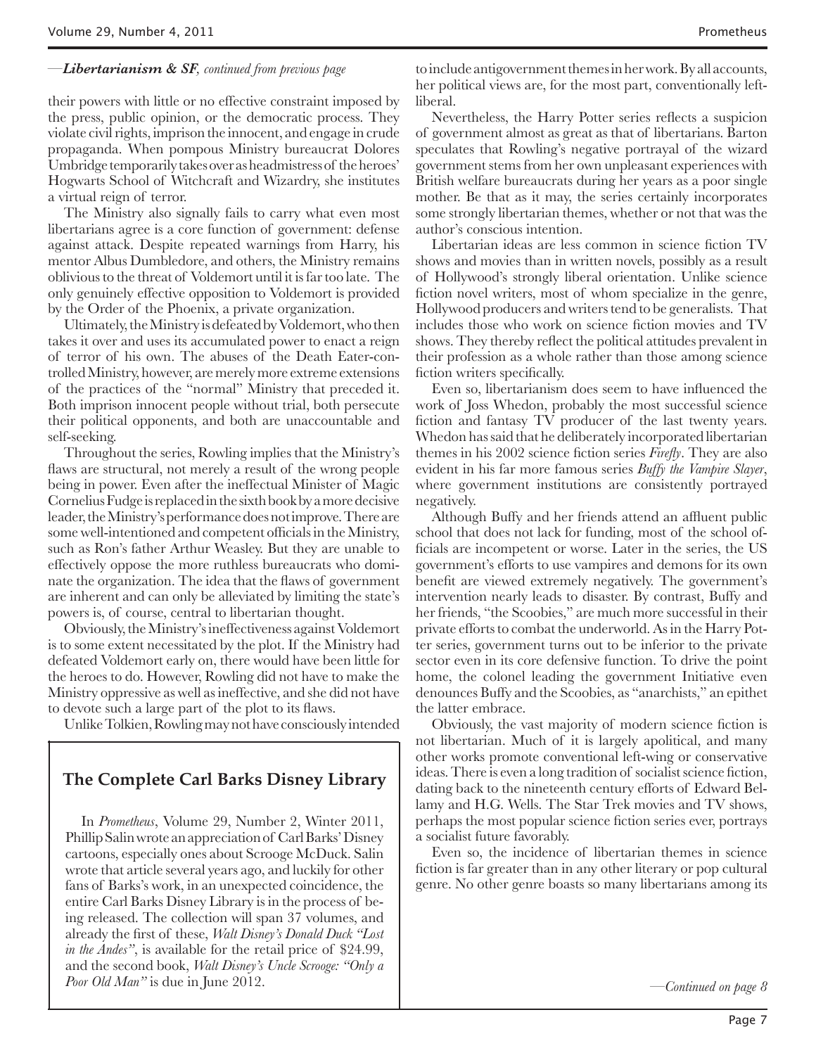—*Libertarianism & SF, continued from previous page*

their powers with little or no effective constraint imposed by the press, public opinion, or the democratic process. They violate civil rights, imprison the innocent, and engage in crude propaganda. When pompous Ministry bureaucrat Dolores Umbridge temporarily takes over as headmistress of the heroes' Hogwarts School of Witchcraft and Wizardry, she institutes a virtual reign of terror.

The Ministry also signally fails to carry what even most libertarians agree is a core function of government: defense against attack. Despite repeated warnings from Harry, his mentor Albus Dumbledore, and others, the Ministry remains oblivious to the threat of Voldemort until it is far too late. The only genuinely effective opposition to Voldemort is provided by the Order of the Phoenix, a private organization.

Ultimately, the Ministry is defeated by Voldemort, who then takes it over and uses its accumulated power to enact a reign of terror of his own. The abuses of the Death Eater-controlled Ministry, however, are merely more extreme extensions of the practices of the "normal" Ministry that preceded it. Both imprison innocent people without trial, both persecute their political opponents, and both are unaccountable and self-seeking.

Throughout the series, Rowling implies that the Ministry's flaws are structural, not merely a result of the wrong people being in power. Even after the ineffectual Minister of Magic Cornelius Fudge is replaced in the sixth book by a more decisive leader, the Ministry's performance does not improve. There are some well-intentioned and competent officials in the Ministry, such as Ron's father Arthur Weasley. But they are unable to effectively oppose the more ruthless bureaucrats who dominate the organization. The idea that the flaws of government are inherent and can only be alleviated by limiting the state's powers is, of course, central to libertarian thought.

Obviously, the Ministry's ineffectiveness against Voldemort is to some extent necessitated by the plot. If the Ministry had defeated Voldemort early on, there would have been little for the heroes to do. However, Rowling did not have to make the Ministry oppressive as well as ineffective, and she did not have to devote such a large part of the plot to its flaws.

Unlike Tolkien, Rowling may not have consciously intended to include antigovernment themes in her work. By all accounts, her political views are, for the most part, conventionally left-liberal.

Nevertheless, the Harry Potter series reflects a suspicion of government almost as great as that of libertarians. Barton speculates that Rowling's negative portrayal of the wizard government stems from her own unpleasant experiences with British welfare bureaucrats during her years as a poor single mother. Be that as it may, the series certainly incorporates some strongly libertarian themes, whether or not that was the author's conscious intention.

Libertarian ideas are less common in science fiction TV shows and movies than in written novels, possibly as a result of Hollywood's strongly liberal orientation. Unlike science fiction novel writers, most of whom specialize in the genre, Hollywood producers and writers tend to be generalists. That includes those who work on science fiction movies and TV shows. They thereby reflect the political attitudes prevalent in their profession as a whole rather than those among science fiction writers specifically.

Even so, libertarianism does seem to have influenced the work of Joss Whedon, probably the most successful science fiction and fantasy TV producer of the last twenty years. Whedon has said that he deliberately incorporated libertarian themes in his 2002 science fiction series *Firefly*. They are also evident in his far more famous series *Buffy the Vampire Slayer*, where government institutions are consistently portrayed negatively.

Although Buffy and her friends attend an affluent public school that does not lack for funding, most of the school officials are incompetent or worse. Later in the series, the US government's efforts to use vampires and demons for its own benefit are viewed extremely negatively. The government's intervention nearly leads to disaster. By contrast, Buffy and her friends, "the Scoobies," are much more successful in their private efforts to combat the underworld. As in the Harry Potter series, government turns out to be inferior to the private sector even in its core defensive function. To drive the point home, the colonel leading the government Initiative even denounces Buffy and the Scoobies, as "anarchists," an epithet the latter embrace.

Obviously, the vast majority of modern science fiction is not libertarian. Much of it is largely apolitical, and many other works promote conventional left-wing or conservative ideas. There is even a long tradition of socialist science fiction, dating back to the nineteenth century efforts of Edward Bellamy and H.G. Wells. The Star Trek movies and TV shows, perhaps the most popular science fiction series ever, portrays a socialist future favorably.

Even so, the incidence of libertarian themes in science fiction is far greater than in any other literary or pop cultural genre. No other genre boasts so many libertarians among its

—*Continued on page 8*

## The Complete Carl Barks Disney Library

In *Prometheus*, Volume 29, Number 2, Winter 2011, Phillip Salin wrote an appreciation of Carl Barks' Disney cartoons, especially ones about Scrooge McDuck. Salin wrote that article several years ago, and luckily for other fans of Barks's work, in an unexpected coincidence, the entire Carl Barks Disney Library is in the process of being released. The collection will span 37 volumes, and already the first of these, *Walt Disney's Donald Duck "Lost in the Andes"*, is available for the retail price of $24.99, and the second book, *Walt Disney's Uncle Scrooge: "Only a Poor Old Man"* is due in June 2012.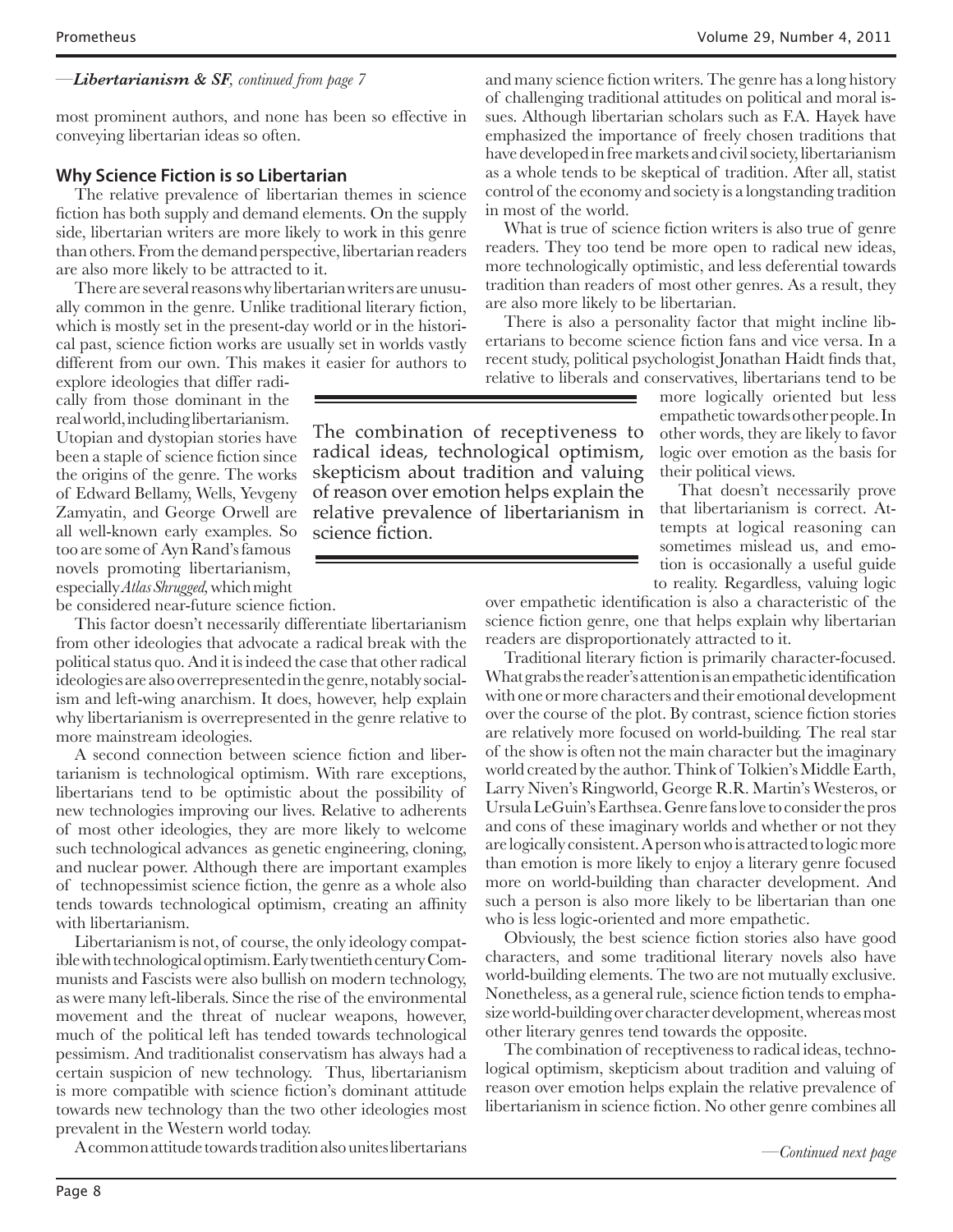—*Libertarianism & SF, continued from page 7*

most prominent authors, and none has been so effective in conveying libertarian ideas so often.

## Why Science Fiction is so Libertarian

The relative prevalence of libertarian themes in science fiction has both supply and demand elements. On the supply side, libertarian writers are more likely to work in this genre than others. From the demand perspective, libertarian readers are also more likely to be attracted to it.

There are several reasons why libertarian writers are unusually common in the genre. Unlike traditional literary fiction, which is mostly set in the present-day world or in the historical past, science fiction works are usually set in worlds vastly different from our own. This makes it easier for authors to explore ideologies that differ radically from those dominant in the real world, including libertarianism. Utopian and dystopian stories have been a staple of science fiction since the origins of the genre. The works of Edward Bellamy, Wells, Yevgeny Zamyatin, and George Orwell are all well-known early examples. So too are some of Ayn Rand's famous novels promoting libertarianism, especially *Atlas Shrugged,* which might be considered near-future science fiction.

This factor doesn't necessarily differentiate libertarianism from other ideologies that advocate a radical break with the political status quo. And it is indeed the case that other radical ideologies are also overrepresented in the genre, notably socialism and left-wing anarchism. It does, however, help explain why libertarianism is overrepresented in the genre relative to more mainstream ideologies.

A second connection between science fiction and libertarianism is technological optimism. With rare exceptions, libertarians tend to be optimistic about the possibility of new technologies improving our lives. Relative to adherents of most other ideologies, they are more likely to welcome such technological advances as genetic engineering, cloning, and nuclear power. Although there are important examples of technopessimist science fiction, the genre as a whole also tends towards technological optimism, creating an affinity with libertarianism.

Libertarianism is not, of course, the only ideology compatible with technological optimism. Early twentieth century Communists and Fascists were also bullish on modern technology, as were many left-liberals. Since the rise of the environmental movement and the threat of nuclear weapons, however, much of the political left has tended towards technological pessimism. And traditionalist conservatism has always had a certain suspicion of new technology. Thus, libertarianism is more compatible with science fiction's dominant attitude towards new technology than the two other ideologies most prevalent in the Western world today.

A common attitude towards tradition also unites libertarians and many science fiction writers. The genre has a long history of challenging traditional attitudes on political and moral issues. Although libertarian scholars such as F.A. Hayek have emphasized the importance of freely chosen traditions that have developed in free markets and civil society, libertarianism as a whole tends to be skeptical of tradition. After all, statist control of the economy and society is a longstanding tradition in most of the world.

What is true of science fiction writers is also true of genre readers. They too tend be more open to radical new ideas, more technologically optimistic, and less deferential towards tradition than readers of most other genres. As a result, they are also more likely to be libertarian.

There is also a personality factor that might incline libertarians to become science fiction fans and vice versa. In a recent study, political psychologist Jonathan Haidt finds that, relative to liberals and conservatives, libertarians tend to be more logically oriented but less empathetic towards other people. In other words, they are likely to favor logic over emotion as the basis for their political views.

> The combination of receptiveness to radical ideas, technological optimism, skepticism about tradition and valuing of reason over emotion helps explain the relative prevalence of libertarianism in science fiction.

That doesn't necessarily prove that libertarianism is correct. Attempts at logical reasoning can sometimes mislead us, and emotion is occasionally a useful guide to reality. Regardless, valuing logic over empathetic identification is also a characteristic of the science fiction genre, one that helps explain why libertarian readers are disproportionately attracted to it.

Traditional literary fiction is primarily character-focused. What grabs the reader's attention is an empathetic identification with one or more characters and their emotional development over the course of the plot. By contrast, science fiction stories are relatively more focused on world-building. The real star of the show is often not the main character but the imaginary world created by the author. Think of Tolkien's Middle Earth, Larry Niven's Ringworld, George R.R. Martin's Westeros, or Ursula LeGuin's Earthsea. Genre fans love to consider the pros and cons of these imaginary worlds and whether or not they are logically consistent. A person who is attracted to logic more than emotion is more likely to enjoy a literary genre focused more on world-building than character development. And such a person is also more likely to be libertarian than one who is less logic-oriented and more empathetic.

Obviously, the best science fiction stories also have good characters, and some traditional literary novels also have world-building elements. The two are not mutually exclusive. Nonetheless, as a general rule, science fiction tends to emphasize world-building over character development, whereas most other literary genres tend towards the opposite.

The combination of receptiveness to radical ideas, technological optimism, skepticism about tradition and valuing of reason over emotion helps explain the relative prevalence of libertarianism in science fiction. No other genre combines all

—*Continued next page*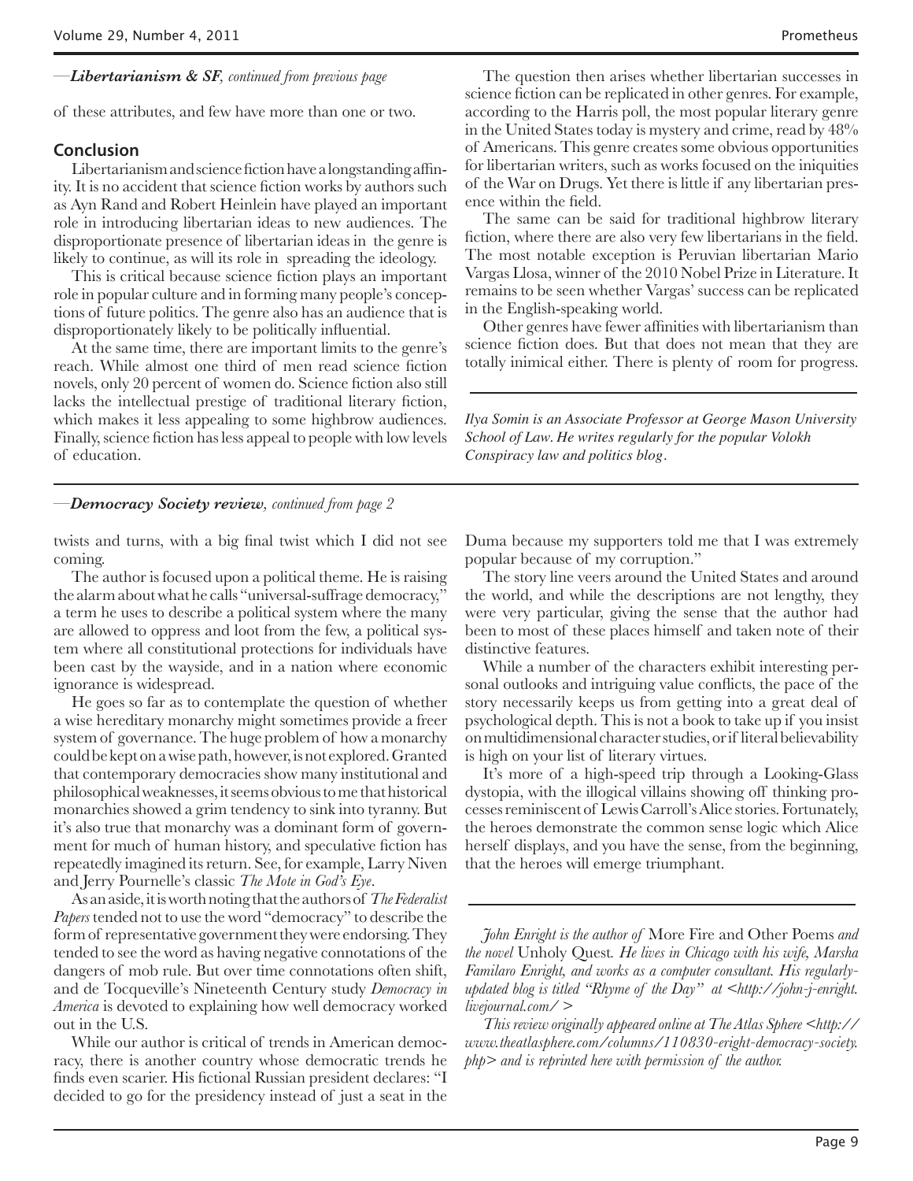—***Libertarianism & SF**, continued from previous page*

of these attributes, and few have more than one or two.

## Conclusion

Libertarianism and science fiction have a longstanding affinity. It is no accident that science fiction works by authors such as Ayn Rand and Robert Heinlein have played an important role in introducing libertarian ideas to new audiences. The disproportionate presence of libertarian ideas in the genre is likely to continue, as will its role in spreading the ideology.

This is critical because science fiction plays an important role in popular culture and in forming many people's conceptions of future politics. The genre also has an audience that is disproportionately likely to be politically influential.

At the same time, there are important limits to the genre's reach. While almost one third of men read science fiction novels, only 20 percent of women do. Science fiction also still lacks the intellectual prestige of traditional literary fiction, which makes it less appealing to some highbrow audiences. Finally, science fiction has less appeal to people with low levels of education.

The question then arises whether libertarian successes in science fiction can be replicated in other genres. For example, according to the Harris poll, the most popular literary genre in the United States today is mystery and crime, read by 48% of Americans. This genre creates some obvious opportunities for libertarian writers, such as works focused on the iniquities of the War on Drugs. Yet there is little if any libertarian presence within the field.

The same can be said for traditional highbrow literary fiction, where there are also very few libertarians in the field. The most notable exception is Peruvian libertarian Mario Vargas Llosa, winner of the 2010 Nobel Prize in Literature. It remains to be seen whether Vargas' success can be replicated in the English-speaking world.

Other genres have fewer affinities with libertarianism than science fiction does. But that does not mean that they are totally inimical either. There is plenty of room for progress.

---

***Ilya Somin is an Associate Professor at George Mason University School of Law. He writes regularly for the popular Volokh Conspiracy law and politics blog.***

---

—***Democracy Society review**, continued from page 2*

twists and turns, with a big final twist which I did not see coming.

The author is focused upon a political theme. He is raising the alarm about what he calls "universal-suffrage democracy," a term he uses to describe a political system where the many are allowed to oppress and loot from the few, a political system where all constitutional protections for individuals have been cast by the wayside, and in a nation where economic ignorance is widespread.

He goes so far as to contemplate the question of whether a wise hereditary monarchy might sometimes provide a freer system of governance. The huge problem of how a monarchy could be kept on a wise path, however, is not explored. Granted that contemporary democracies show many institutional and philosophical weaknesses, it seems obvious to me that historical monarchies showed a grim tendency to sink into tyranny. But it's also true that monarchy was a dominant form of government for much of human history, and speculative fiction has repeatedly imagined its return. See, for example, Larry Niven and Jerry Pournelle's classic *The Mote in God's Eye*.

As an aside, it is worth noting that the authors of *The Federalist Papers* tended not to use the word "democracy" to describe the form of representative government they were endorsing. They tended to see the word as having negative connotations of the dangers of mob rule. But over time connotations often shift, and de Tocqueville's Nineteenth Century study *Democracy in America* is devoted to explaining how well democracy worked out in the U.S.

While our author is critical of trends in American democracy, there is another country whose democratic trends he finds even scarier. His fictional Russian president declares: "I decided to go for the presidency instead of just a seat in the Duma because my supporters told me that I was extremely popular because of my corruption."

The story line veers around the United States and around the world, and while the descriptions are not lengthy, they were very particular, giving the sense that the author had been to most of these places himself and taken note of their distinctive features.

While a number of the characters exhibit interesting personal outlooks and intriguing value conflicts, the pace of the story necessarily keeps us from getting into a great deal of psychological depth. This is not a book to take up if you insist on multidimensional character studies, or if literal believability is high on your list of literary virtues.

It's more of a high-speed trip through a Looking-Glass dystopia, with the illogical villains showing off thinking processes reminiscent of Lewis Carroll's Alice stories. Fortunately, the heroes demonstrate the common sense logic which Alice herself displays, and you have the sense, from the beginning, that the heroes will emerge triumphant.

---

*John Enright is the author of* More Fire and Other Poems *and the novel* Unholy Quest*. He lives in Chicago with his wife, Marsha Familaro Enright, and works as a computer consultant. His regularly-updated blog is titled "Rhyme of the Day" at <http://john-j-enright.livejournal.com/ >*

*This review originally appeared online at The Atlas Sphere <http://www.theatlasphere.com/columns/110830-eright-democracy-society.php> and is reprinted here with permission of the author.*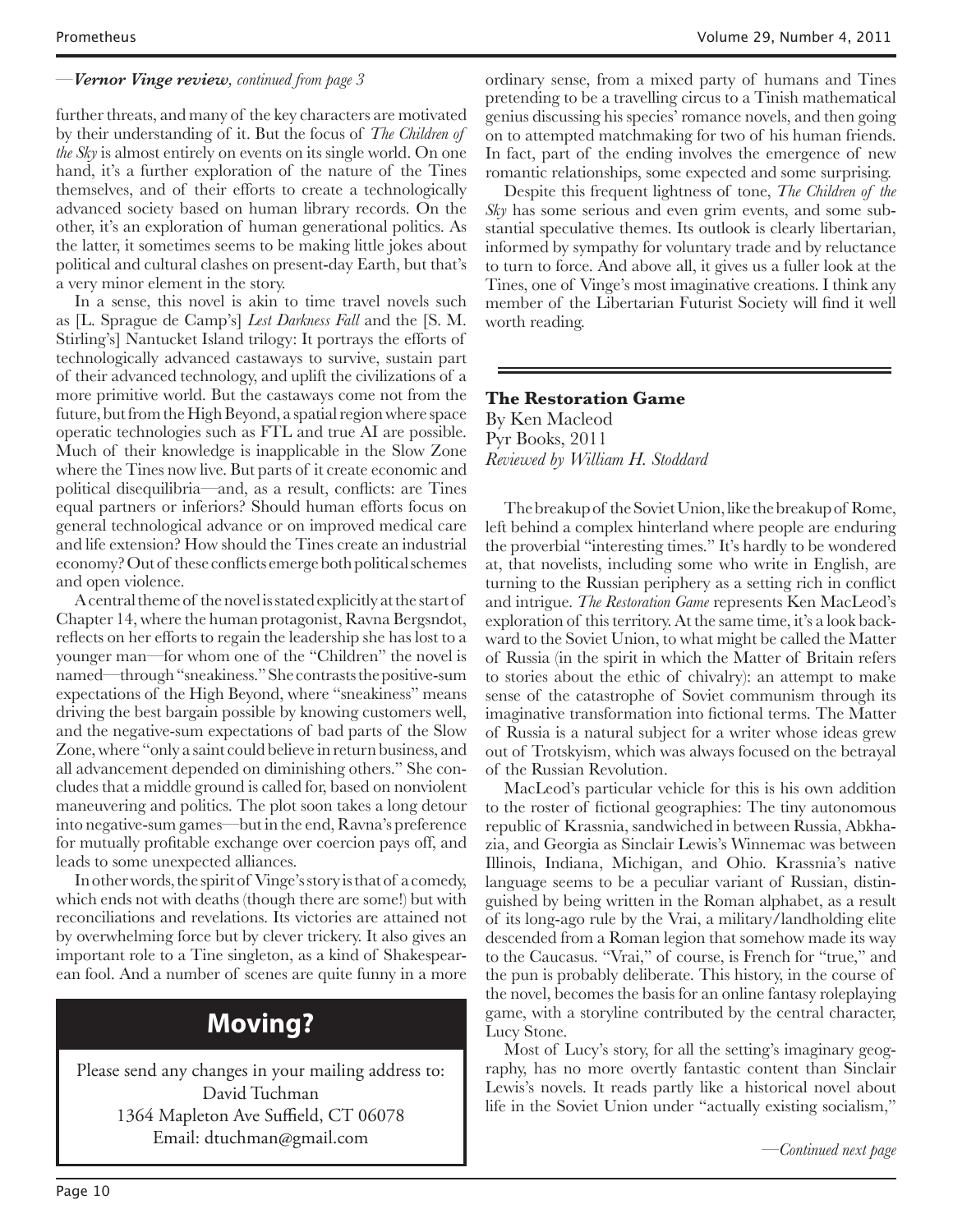—*Vernor Vinge review, continued from page 3*

further threats, and many of the key characters are motivated by their understanding of it. But the focus of *The Children of the Sky* is almost entirely on events on its single world. On one hand, it's a further exploration of the nature of the Tines themselves, and of their efforts to create a technologically advanced society based on human library records. On the other, it's an exploration of human generational politics. As the latter, it sometimes seems to be making little jokes about political and cultural clashes on present-day Earth, but that's a very minor element in the story.

In a sense, this novel is akin to time travel novels such as [L. Sprague de Camp's] *Lest Darkness Fall* and the [S. M. Stirling's] Nantucket Island trilogy: It portrays the efforts of technologically advanced castaways to survive, sustain part of their advanced technology, and uplift the civilizations of a more primitive world. But the castaways come not from the future, but from the High Beyond, a spatial region where space operatic technologies such as FTL and true AI are possible. Much of their knowledge is inapplicable in the Slow Zone where the Tines now live. But parts of it create economic and political disequilibria—and, as a result, conflicts: are Tines equal partners or inferiors? Should human efforts focus on general technological advance or on improved medical care and life extension? How should the Tines create an industrial economy? Out of these conflicts emerge both political schemes and open violence.

A central theme of the novel is stated explicitly at the start of Chapter 14, where the human protagonist, Ravna Bergsndot, reflects on her efforts to regain the leadership she has lost to a younger man—for whom one of the "Children" the novel is named—through "sneakiness." She contrasts the positive-sum expectations of the High Beyond, where "sneakiness" means driving the best bargain possible by knowing customers well, and the negative-sum expectations of bad parts of the Slow Zone, where "only a saint could believe in return business, and all advancement depended on diminishing others." She concludes that a middle ground is called for, based on nonviolent maneuvering and politics. The plot soon takes a long detour into negative-sum games—but in the end, Ravna's preference for mutually profitable exchange over coercion pays off, and leads to some unexpected alliances.

In other words, the spirit of Vinge's story is that of a comedy, which ends not with deaths (though there are some!) but with reconciliations and revelations. Its victories are attained not by overwhelming force but by clever trickery. It also gives an important role to a Tine singleton, as a kind of Shakespearean fool. And a number of scenes are quite funny in a more ordinary sense, from a mixed party of humans and Tines pretending to be a travelling circus to a Tinish mathematical genius discussing his species' romance novels, and then going on to attempted matchmaking for two of his human friends. In fact, part of the ending involves the emergence of new romantic relationships, some expected and some surprising.

Despite this frequent lightness of tone, *The Children of the Sky* has some serious and even grim events, and some substantial speculative themes. Its outlook is clearly libertarian, informed by sympathy for voluntary trade and by reluctance to turn to force. And above all, it gives us a fuller look at the Tines, one of Vinge's most imaginative creations. I think any member of the Libertarian Futurist Society will find it well worth reading.

## Moving?

Please send any changes in your mailing address to:
David Tuchman
1364 Mapleton Ave Suffield, CT 06078
Email: dtuchman@gmail.com

---

### The Restoration Game

By Ken Macleod
Pyr Books, 2011
*Reviewed by William H. Stoddard*

The breakup of the Soviet Union, like the breakup of Rome, left behind a complex hinterland where people are enduring the proverbial "interesting times." It's hardly to be wondered at, that novelists, including some who write in English, are turning to the Russian periphery as a setting rich in conflict and intrigue. *The Restoration Game* represents Ken MacLeod's exploration of this territory. At the same time, it's a look backward to the Soviet Union, to what might be called the Matter of Russia (in the spirit in which the Matter of Britain refers to stories about the ethic of chivalry): an attempt to make sense of the catastrophe of Soviet communism through its imaginative transformation into fictional terms. The Matter of Russia is a natural subject for a writer whose ideas grew out of Trotskyism, which was always focused on the betrayal of the Russian Revolution.

MacLeod's particular vehicle for this is his own addition to the roster of fictional geographies: The tiny autonomous republic of Krassnia, sandwiched in between Russia, Abkhazia, and Georgia as Sinclair Lewis's Winnemac was between Illinois, Indiana, Michigan, and Ohio. Krassnia's native language seems to be a peculiar variant of Russian, distinguished by being written in the Roman alphabet, as a result of its long-ago rule by the Vrai, a military/landholding elite descended from a Roman legion that somehow made its way to the Caucasus. "Vrai," of course, is French for "true," and the pun is probably deliberate. This history, in the course of the novel, becomes the basis for an online fantasy roleplaying game, with a storyline contributed by the central character, Lucy Stone.

Most of Lucy's story, for all the setting's imaginary geography, has no more overtly fantastic content than Sinclair Lewis's novels. It reads partly like a historical novel about life in the Soviet Union under "actually existing socialism,"

—*Continued next page*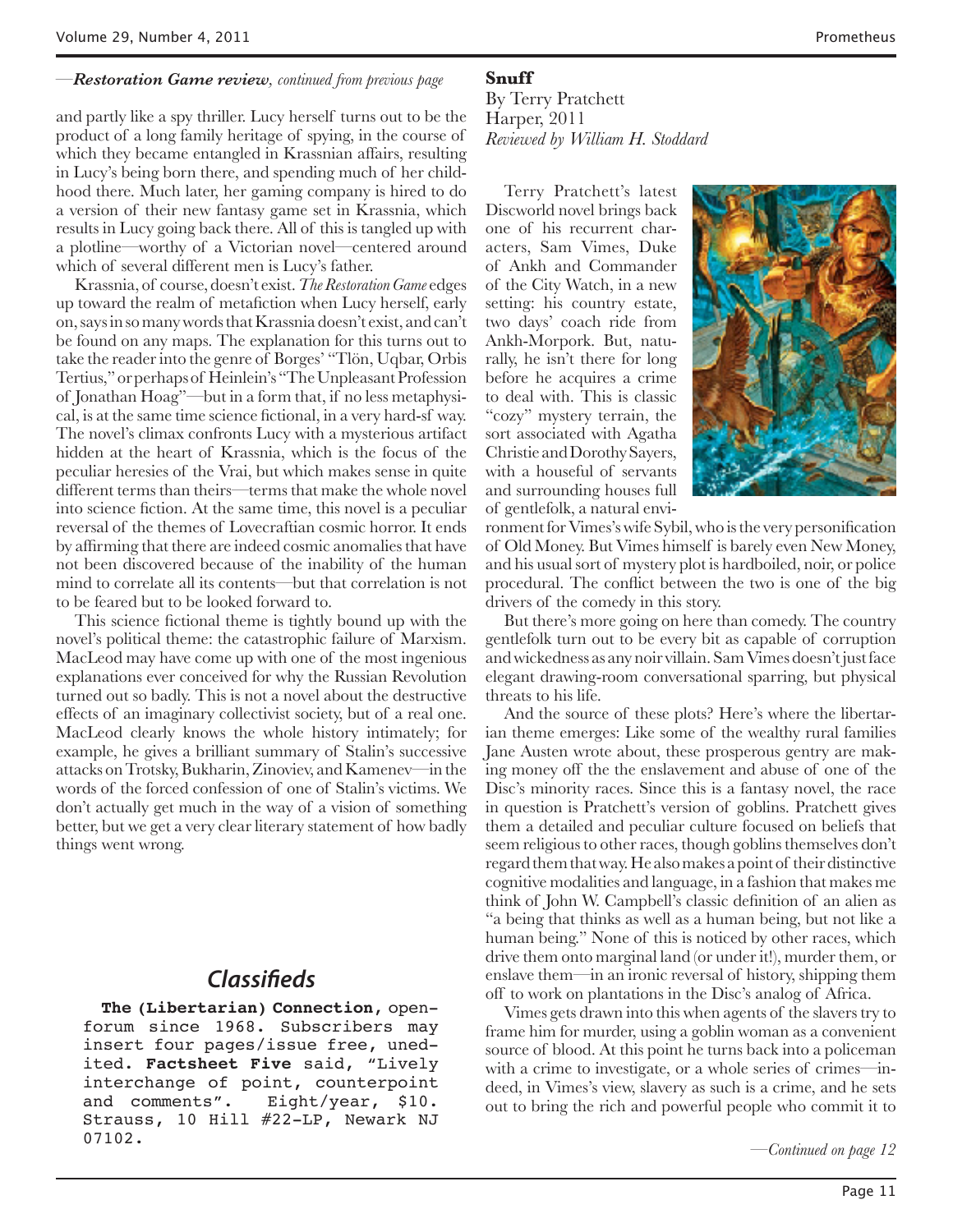*—Restoration Game review, continued from previous page*

and partly like a spy thriller. Lucy herself turns out to be the product of a long family heritage of spying, in the course of which they became entangled in Krassnian affairs, resulting in Lucy's being born there, and spending much of her childhood there. Much later, her gaming company is hired to do a version of their new fantasy game set in Krassnia, which results in Lucy going back there. All of this is tangled up with a plotline—worthy of a Victorian novel—centered around which of several different men is Lucy's father.

Krassnia, of course, doesn't exist. *The Restoration Game* edges up toward the realm of metafiction when Lucy herself, early on, says in so many words that Krassnia doesn't exist, and can't be found on any maps. The explanation for this turns out to take the reader into the genre of Borges' "Tlön, Uqbar, Orbis Tertius," or perhaps of Heinlein's "The Unpleasant Profession of Jonathan Hoag"—but in a form that, if no less metaphysical, is at the same time science fictional, in a very hard-sf way. The novel's climax confronts Lucy with a mysterious artifact hidden at the heart of Krassnia, which is the focus of the peculiar heresies of the Vrai, but which makes sense in quite different terms than theirs—terms that make the whole novel into science fiction. At the same time, this novel is a peculiar reversal of the themes of Lovecraftian cosmic horror. It ends by affirming that there are indeed cosmic anomalies that have not been discovered because of the inability of the human mind to correlate all its contents—but that correlation is not to be feared but to be looked forward to.

This science fictional theme is tightly bound up with the novel's political theme: the catastrophic failure of Marxism. MacLeod may have come up with one of the most ingenious explanations ever conceived for why the Russian Revolution turned out so badly. This is not a novel about the destructive effects of an imaginary collectivist society, but of a real one. MacLeod clearly knows the whole history intimately; for example, he gives a brilliant summary of Stalin's successive attacks on Trotsky, Bukharin, Zinoviev, and Kamenev—in the words of the forced confession of one of Stalin's victims. We don't actually get much in the way of a vision of something better, but we get a very clear literary statement of how badly things went wrong.

## Classifieds

**The (Libertarian) Connection**, open-forum since 1968. Subscribers may insert four pages/issue free, unedited. **Factsheet Five** said, "Lively interchange of point, counterpoint and comments". Eight/year, $10. Strauss, 10 Hill #22-LP, Newark NJ 07102.

### Snuff

By Terry Pratchett
Harper, 2011
*Reviewed by William H. Stoddard*

Terry Pratchett's latest Discworld novel brings back one of his recurrent characters, Sam Vimes, Duke of Ankh and Commander of the City Watch, in a new setting: his country estate, two days' coach ride from Ankh-Morpork. But, naturally, he isn't there for long before he acquires a crime to deal with. This is classic "cozy" mystery terrain, the sort associated with Agatha Christie and Dorothy Sayers, with a houseful of servants and surrounding houses full of gentlefolk, a natural environment for Vimes's wife Sybil, who is the very personification of Old Money. But Vimes himself is barely even New Money, and his usual sort of mystery plot is hardboiled, noir, or police procedural. The conflict between the two is one of the big drivers of the comedy in this story.

But there's more going on here than comedy. The country gentlefolk turn out to be every bit as capable of corruption and wickedness as any noir villain. Sam Vimes doesn't just face elegant drawing-room conversational sparring, but physical threats to his life.

And the source of these plots? Here's where the libertarian theme emerges: Like some of the wealthy rural families Jane Austen wrote about, these prosperous gentry are making money off the the enslavement and abuse of one of the Disc's minority races. Since this is a fantasy novel, the race in question is Pratchett's version of goblins. Pratchett gives them a detailed and peculiar culture focused on beliefs that seem religious to other races, though goblins themselves don't regard them that way. He also makes a point of their distinctive cognitive modalities and language, in a fashion that makes me think of John W. Campbell's classic definition of an alien as "a being that thinks as well as a human being, but not like a human being." None of this is noticed by other races, which drive them onto marginal land (or under it!), murder them, or enslave them—in an ironic reversal of history, shipping them off to work on plantations in the Disc's analog of Africa.

Vimes gets drawn into this when agents of the slavers try to frame him for murder, using a goblin woman as a convenient source of blood. At this point he turns back into a policeman with a crime to investigate, or a whole series of crimes—indeed, in Vimes's view, slavery as such is a crime, and he sets out to bring the rich and powerful people who commit it to

*—Continued on page 12*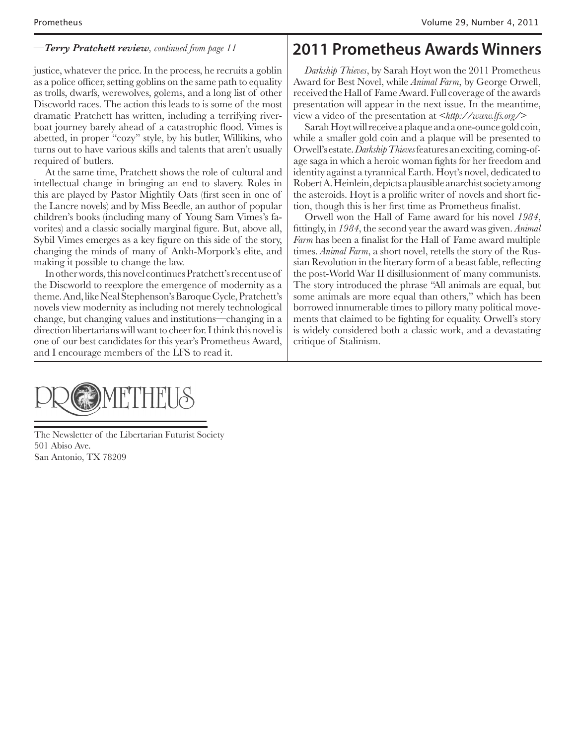—***Terry Pratchett review**, continued from page 11*

justice, whatever the price. In the process, he recruits a goblin as a police officer, setting goblins on the same path to equality as trolls, dwarfs, werewolves, golems, and a long list of other Discworld races. The action this leads to is some of the most dramatic Pratchett has written, including a terrifying riverboat journey barely ahead of a catastrophic flood. Vimes is abetted, in proper "cozy" style, by his butler, Willikins, who turns out to have various skills and talents that aren't usually required of butlers.

At the same time, Pratchett shows the role of cultural and intellectual change in bringing an end to slavery. Roles in this are played by Pastor Mightily Oats (first seen in one of the Lancre novels) and by Miss Beedle, an author of popular children's books (including many of Young Sam Vimes's favorites) and a classic socially marginal figure. But, above all, Sybil Vimes emerges as a key figure on this side of the story, changing the minds of many of Ankh-Morpork's elite, and making it possible to change the law.

In other words, this novel continues Pratchett's recent use of the Discworld to reexplore the emergence of modernity as a theme. And, like Neal Stephenson's Baroque Cycle, Pratchett's novels view modernity as including not merely technological change, but changing values and institutions—changing in a direction libertarians will want to cheer for. I think this novel is one of our best candidates for this year's Prometheus Award, and I encourage members of the LFS to read it.

## 2011 Prometheus Awards Winners

*Darkship Thieves*, by Sarah Hoyt won the 2011 Prometheus Award for Best Novel, while *Animal Farm*, by George Orwell, received the Hall of Fame Award. Full coverage of the awards presentation will appear in the next issue. In the meantime, view a video of the presentation at <*http://www.lfs.org/*>

Sarah Hoyt will receive a plaque and a one-ounce gold coin, while a smaller gold coin and a plaque will be presented to Orwell's estate. *Darkship Thieves* features an exciting, coming-of-age saga in which a heroic woman fights for her freedom and identity against a tyrannical Earth. Hoyt's novel, dedicated to Robert A. Heinlein, depicts a plausible anarchist society among the asteroids. Hoyt is a prolific writer of novels and short fiction, though this is her first time as Prometheus finalist.

Orwell won the Hall of Fame award for his novel *1984*, fittingly, in *1984*, the second year the award was given. *Animal Farm* has been a finalist for the Hall of Fame award multiple times. *Animal Farm*, a short novel, retells the story of the Russian Revolution in the literary form of a beast fable, reflecting the post-World War II disillusionment of many communists. The story introduced the phrase "All animals are equal, but some animals are more equal than others," which has been borrowed innumerable times to pillory many political movements that claimed to be fighting for equality. Orwell's story is widely considered both a classic work, and a devastating critique of Stalinism.

PROMETHEUS

The Newsletter of the Libertarian Futurist Society
501 Abiso Ave.
San Antonio, TX 78209